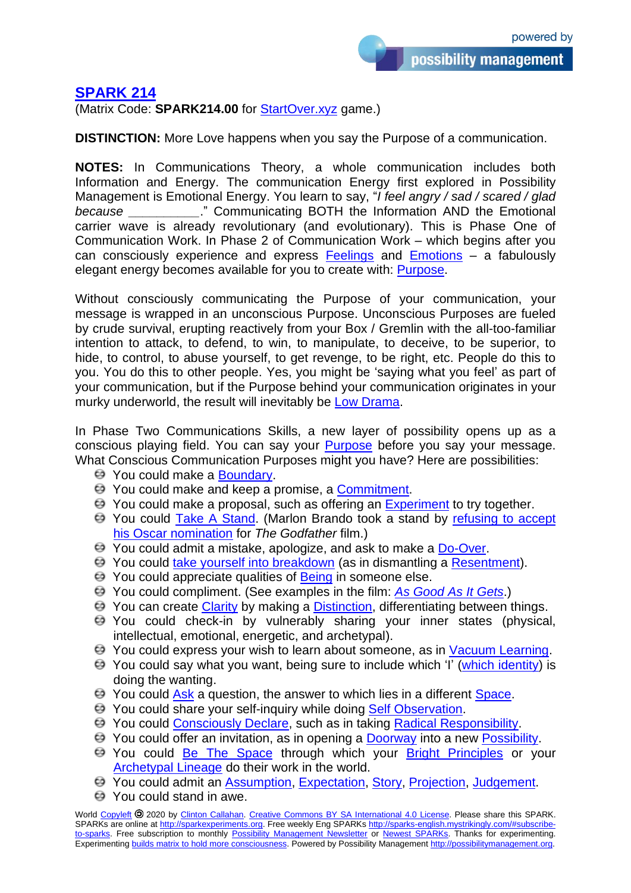# SPARK 214

(Matrix Code: **SPARK214.00** for StartOver.xyz game.)

**DISTINCTION:** More Love happens when you say the Purpose of a communication.

**NOTES:** In Communications Theory, a whole communication includes both Information and Energy. The communication Energy first explored in Possibility Management is Emotional Energy. You learn to say, "*I feel angry / sad / scared / glad because* __________." Communicating BOTH the Information AND the Emotional carrier wave is already revolutionary (and evolutionary). This is Phase One of Communication Work. In Phase 2 of Communication Work – which begins after you can consciously experience and express Feelings and Emotions – a fabulously elegant energy becomes available for you to create with: Purpose.

Without consciously communicating the Purpose of your communication, your message is wrapped in an unconscious Purpose. Unconscious Purposes are fueled by crude survival, erupting reactively from your Box / Gremlin with the all-too-familiar intention to attack, to defend, to win, to manipulate, to deceive, to be superior, to hide, to control, to abuse yourself, to get revenge, to be right, etc. People do this to you. You do this to other people. Yes, you might be 'saying what you feel' as part of your communication, but if the Purpose behind your communication originates in your murky underworld, the result will inevitably be Low Drama.

In Phase Two Communications Skills, a new layer of possibility opens up as a conscious playing field. You can say your Purpose before you say your message. What Conscious Communication Purposes might you have? Here are possibilities:

- You could make a Boundary.
- You could make and keep a promise, a Commitment.
- You could make a proposal, such as offering an Experiment to try together.
- You could Take A Stand. (Marlon Brando took a stand by refusing to accept his Oscar nomination for *The Godfather* film.)
- You could admit a mistake, apologize, and ask to make a Do-Over.
- You could take yourself into breakdown (as in dismantling a Resentment).
- You could appreciate qualities of Being in someone else.
- You could compliment. (See examples in the film: *As Good As It Gets*.)
- You can create Clarity by making a Distinction, differentiating between things.
- You could check-in by vulnerably sharing your inner states (physical, intellectual, emotional, energetic, and archetypal).
- You could express your wish to learn about someone, as in Vacuum Learning.
- You could say what you want, being sure to include which 'I' (which identity) is doing the wanting.
- You could Ask a question, the answer to which lies in a different Space.
- You could share your self-inquiry while doing Self Observation.
- You could Consciously Declare, such as in taking Radical Responsibility.
- You could offer an invitation, as in opening a Doorway into a new Possibility.
- You could Be The Space through which your Bright Principles or your Archetypal Lineage do their work in the world.
- You could admit an Assumption, Expectation, Story, Projection, Judgement.
- You could stand in awe.

World Copyleft 🄯 2020 by Clinton Callahan. Creative Commons BY SA International 4.0 License. Please share this SPARK. SPARKs are online at http://sparkexperiments.org. Free weekly Eng SPARKs http://sparks-english.mystrikingly.com/#subscribe-to-sparks. Free subscription to monthly Possibility Management Newsletter or Newest SPARKs. Thanks for experimenting. Experimenting builds matrix to hold more consciousness. Powered by Possibility Management http://possibilitymanagement.org.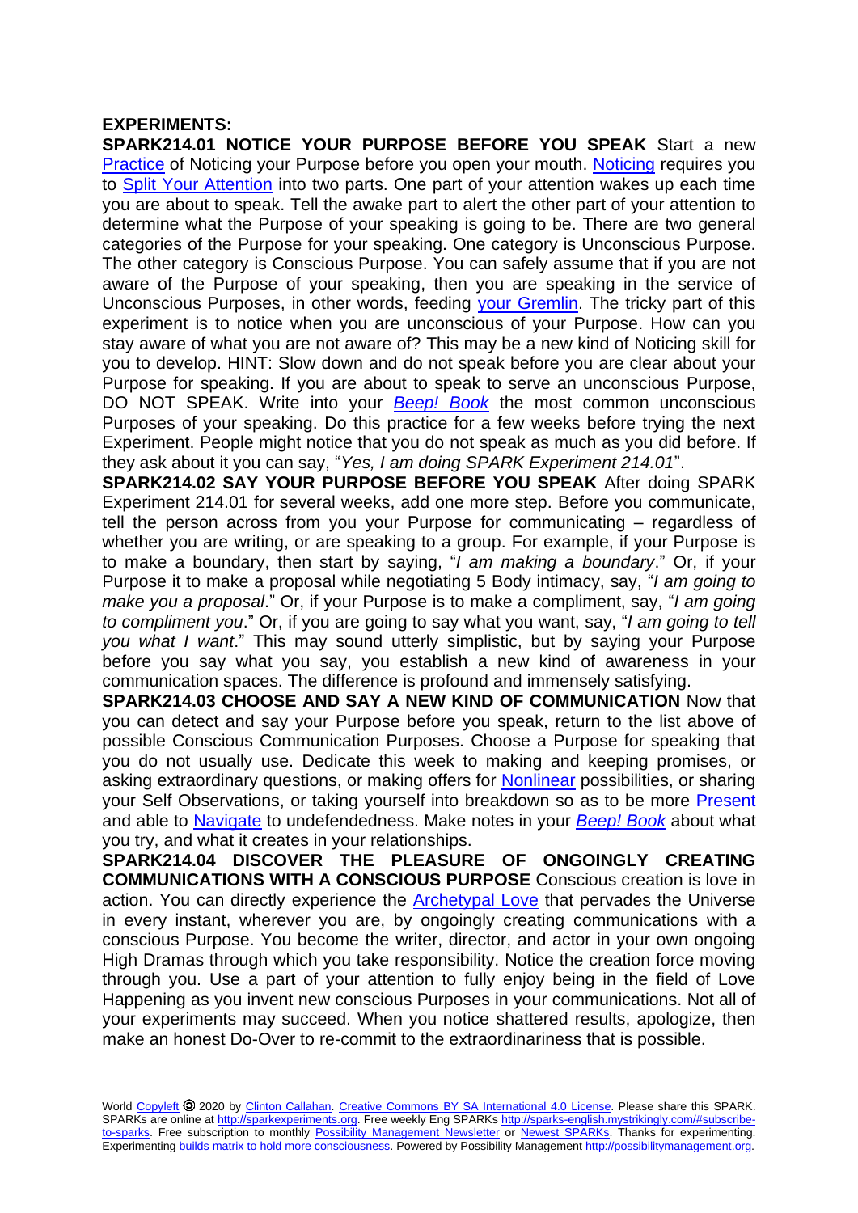**EXPERIMENTS:**

**SPARK214.01 NOTICE YOUR PURPOSE BEFORE YOU SPEAK** Start a new Practice of Noticing your Purpose before you open your mouth. Noticing requires you to Split Your Attention into two parts. One part of your attention wakes up each time you are about to speak. Tell the awake part to alert the other part of your attention to determine what the Purpose of your speaking is going to be. There are two general categories of the Purpose for your speaking. One category is Unconscious Purpose. The other category is Conscious Purpose. You can safely assume that if you are not aware of the Purpose of your speaking, then you are speaking in the service of Unconscious Purposes, in other words, feeding your Gremlin. The tricky part of this experiment is to notice when you are unconscious of your Purpose. How can you stay aware of what you are not aware of? This may be a new kind of Noticing skill for you to develop. HINT: Slow down and do not speak before you are clear about your Purpose for speaking. If you are about to speak to serve an unconscious Purpose, DO NOT SPEAK. Write into your *Beep! Book* the most common unconscious Purposes of your speaking. Do this practice for a few weeks before trying the next Experiment. People might notice that you do not speak as much as you did before. If they ask about it you can say, "*Yes, I am doing SPARK Experiment 214.01*".

**SPARK214.02 SAY YOUR PURPOSE BEFORE YOU SPEAK** After doing SPARK Experiment 214.01 for several weeks, add one more step. Before you communicate, tell the person across from you your Purpose for communicating – regardless of whether you are writing, or are speaking to a group. For example, if your Purpose is to make a boundary, then start by saying, "*I am making a boundary*." Or, if your Purpose it to make a proposal while negotiating 5 Body intimacy, say, "*I am going to make you a proposal*." Or, if your Purpose is to make a compliment, say, "*I am going to compliment you*." Or, if you are going to say what you want, say, "*I am going to tell you what I want*." This may sound utterly simplistic, but by saying your Purpose before you say what you say, you establish a new kind of awareness in your communication spaces. The difference is profound and immensely satisfying.

**SPARK214.03 CHOOSE AND SAY A NEW KIND OF COMMUNICATION** Now that you can detect and say your Purpose before you speak, return to the list above of possible Conscious Communication Purposes. Choose a Purpose for speaking that you do not usually use. Dedicate this week to making and keeping promises, or asking extraordinary questions, or making offers for Nonlinear possibilities, or sharing your Self Observations, or taking yourself into breakdown so as to be more Present and able to Navigate to undefendedness. Make notes in your *Beep! Book* about what you try, and what it creates in your relationships.

**SPARK214.04 DISCOVER THE PLEASURE OF ONGOINGLY CREATING COMMUNICATIONS WITH A CONSCIOUS PURPOSE** Conscious creation is love in action. You can directly experience the Archetypal Love that pervades the Universe in every instant, wherever you are, by ongoingly creating communications with a conscious Purpose. You become the writer, director, and actor in your own ongoing High Dramas through which you take responsibility. Notice the creation force moving through you. Use a part of your attention to fully enjoy being in the field of Love Happening as you invent new conscious Purposes in your communications. Not all of your experiments may succeed. When you notice shattered results, apologize, then make an honest Do-Over to re-commit to the extraordinariness that is possible.

World Copyleft 🄯 2020 by Clinton Callahan. Creative Commons BY SA International 4.0 License. Please share this SPARK. SPARKs are online at http://sparkexperiments.org. Free weekly Eng SPARKs http://sparks-english.mystrikingly.com/#subscribe-to-sparks. Free subscription to monthly Possibility Management Newsletter or Newest SPARKs. Thanks for experimenting. Experimenting builds matrix to hold more consciousness. Powered by Possibility Management http://possibilitymanagement.org.